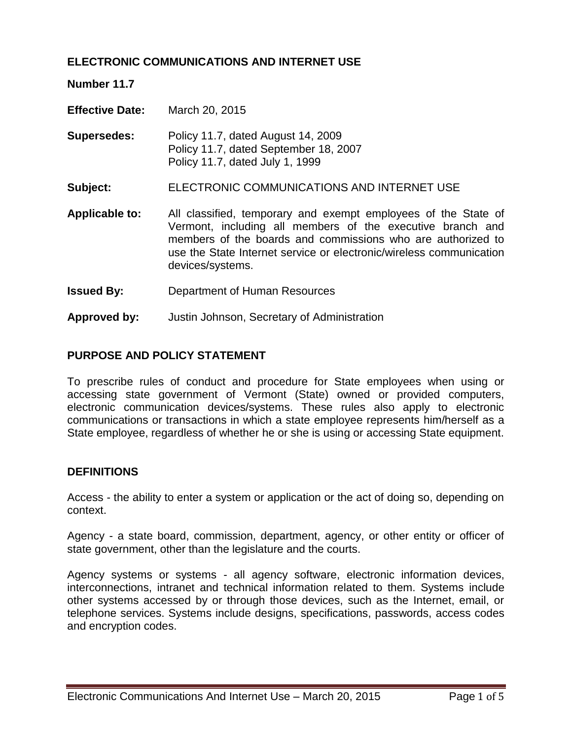# ELECTRONIC COMMUNICATIONS AND INTERNET USE

**Number 11.7**

**Effective Date:** March 20, 2015

**Supersedes:** Policy 11.7, dated August 14, 2009
Policy 11.7, dated September 18, 2007
Policy 11.7, dated July 1, 1999

**Subject:** ELECTRONIC COMMUNICATIONS AND INTERNET USE

**Applicable to:** All classified, temporary and exempt employees of the State of Vermont, including all members of the executive branch and members of the boards and commissions who are authorized to use the State Internet service or electronic/wireless communication devices/systems.

**Issued By:** Department of Human Resources

**Approved by:** Justin Johnson, Secretary of Administration

## PURPOSE AND POLICY STATEMENT

To prescribe rules of conduct and procedure for State employees when using or accessing state government of Vermont (State) owned or provided computers, electronic communication devices/systems. These rules also apply to electronic communications or transactions in which a state employee represents him/herself as a State employee, regardless of whether he or she is using or accessing State equipment.

## DEFINITIONS

Access - the ability to enter a system or application or the act of doing so, depending on context.

Agency - a state board, commission, department, agency, or other entity or officer of state government, other than the legislature and the courts.

Agency systems or systems - all agency software, electronic information devices, interconnections, intranet and technical information related to them. Systems include other systems accessed by or through those devices, such as the Internet, email, or telephone services. Systems include designs, specifications, passwords, access codes and encryption codes.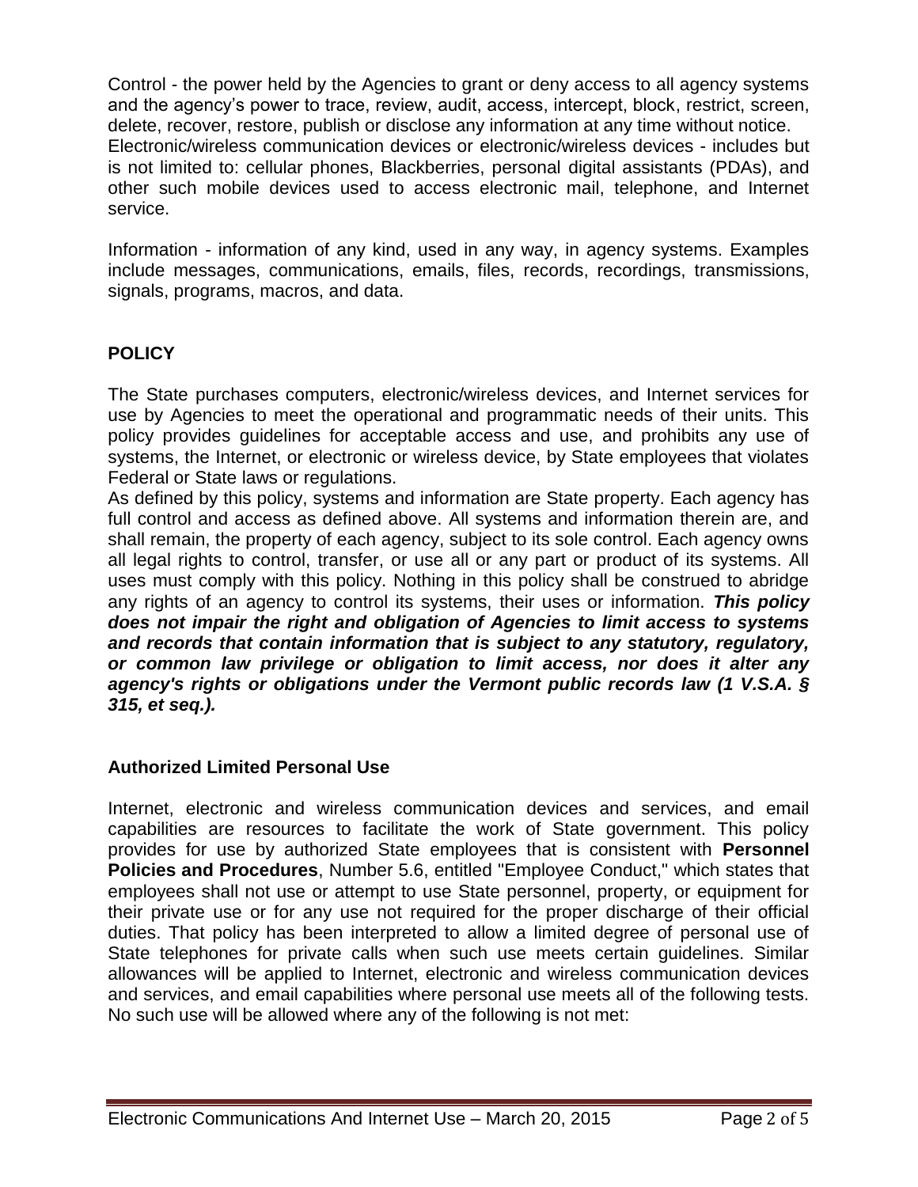Control - the power held by the Agencies to grant or deny access to all agency systems and the agency's power to trace, review, audit, access, intercept, block, restrict, screen, delete, recover, restore, publish or disclose any information at any time without notice.
Electronic/wireless communication devices or electronic/wireless devices - includes but is not limited to: cellular phones, Blackberries, personal digital assistants (PDAs), and other such mobile devices used to access electronic mail, telephone, and Internet service.

Information - information of any kind, used in any way, in agency systems. Examples include messages, communications, emails, files, records, recordings, transmissions, signals, programs, macros, and data.

## POLICY

The State purchases computers, electronic/wireless devices, and Internet services for use by Agencies to meet the operational and programmatic needs of their units. This policy provides guidelines for acceptable access and use, and prohibits any use of systems, the Internet, or electronic or wireless device, by State employees that violates Federal or State laws or regulations.
As defined by this policy, systems and information are State property. Each agency has full control and access as defined above. All systems and information therein are, and shall remain, the property of each agency, subject to its sole control. Each agency owns all legal rights to control, transfer, or use all or any part or product of its systems. All uses must comply with this policy. Nothing in this policy shall be construed to abridge any rights of an agency to control its systems, their uses or information. ***This policy does not impair the right and obligation of Agencies to limit access to systems and records that contain information that is subject to any statutory, regulatory, or common law privilege or obligation to limit access, nor does it alter any agency's rights or obligations under the Vermont public records law (1 V.S.A. § 315, et seq.).***

### Authorized Limited Personal Use

Internet, electronic and wireless communication devices and services, and email capabilities are resources to facilitate the work of State government. This policy provides for use by authorized State employees that is consistent with **Personnel Policies and Procedures**, Number 5.6, entitled "Employee Conduct," which states that employees shall not use or attempt to use State personnel, property, or equipment for their private use or for any use not required for the proper discharge of their official duties. That policy has been interpreted to allow a limited degree of personal use of State telephones for private calls when such use meets certain guidelines. Similar allowances will be applied to Internet, electronic and wireless communication devices and services, and email capabilities where personal use meets all of the following tests. No such use will be allowed where any of the following is not met: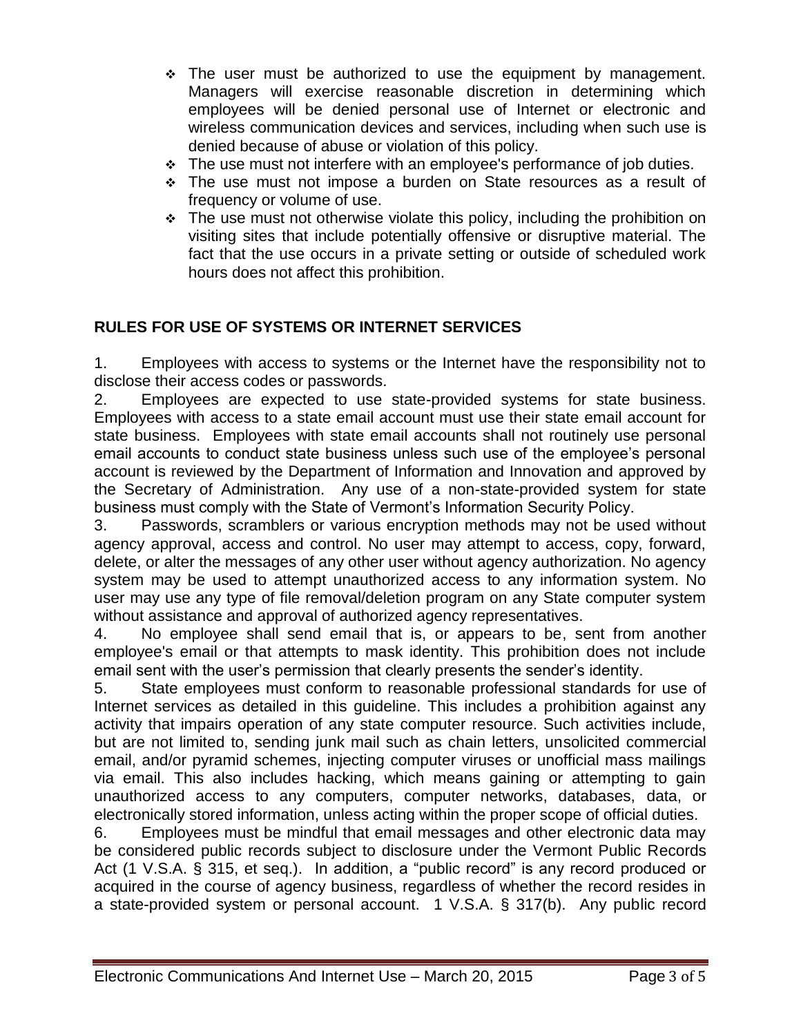- The user must be authorized to use the equipment by management. Managers will exercise reasonable discretion in determining which employees will be denied personal use of Internet or electronic and wireless communication devices and services, including when such use is denied because of abuse or violation of this policy.
- The use must not interfere with an employee's performance of job duties.
- The use must not impose a burden on State resources as a result of frequency or volume of use.
- The use must not otherwise violate this policy, including the prohibition on visiting sites that include potentially offensive or disruptive material. The fact that the use occurs in a private setting or outside of scheduled work hours does not affect this prohibition.

**RULES FOR USE OF SYSTEMS OR INTERNET SERVICES**

1. Employees with access to systems or the Internet have the responsibility not to disclose their access codes or passwords.
2. Employees are expected to use state-provided systems for state business. Employees with access to a state email account must use their state email account for state business. Employees with state email accounts shall not routinely use personal email accounts to conduct state business unless such use of the employee's personal account is reviewed by the Department of Information and Innovation and approved by the Secretary of Administration. Any use of a non-state-provided system for state business must comply with the State of Vermont's Information Security Policy.
3. Passwords, scramblers or various encryption methods may not be used without agency approval, access and control. No user may attempt to access, copy, forward, delete, or alter the messages of any other user without agency authorization. No agency system may be used to attempt unauthorized access to any information system. No user may use any type of file removal/deletion program on any State computer system without assistance and approval of authorized agency representatives.
4. No employee shall send email that is, or appears to be, sent from another employee's email or that attempts to mask identity. This prohibition does not include email sent with the user's permission that clearly presents the sender's identity.
5. State employees must conform to reasonable professional standards for use of Internet services as detailed in this guideline. This includes a prohibition against any activity that impairs operation of any state computer resource. Such activities include, but are not limited to, sending junk mail such as chain letters, unsolicited commercial email, and/or pyramid schemes, injecting computer viruses or unofficial mass mailings via email. This also includes hacking, which means gaining or attempting to gain unauthorized access to any computers, computer networks, databases, data, or electronically stored information, unless acting within the proper scope of official duties.
6. Employees must be mindful that email messages and other electronic data may be considered public records subject to disclosure under the Vermont Public Records Act (1 V.S.A. § 315, et seq.). In addition, a "public record" is any record produced or acquired in the course of agency business, regardless of whether the record resides in a state-provided system or personal account. 1 V.S.A. § 317(b). Any public record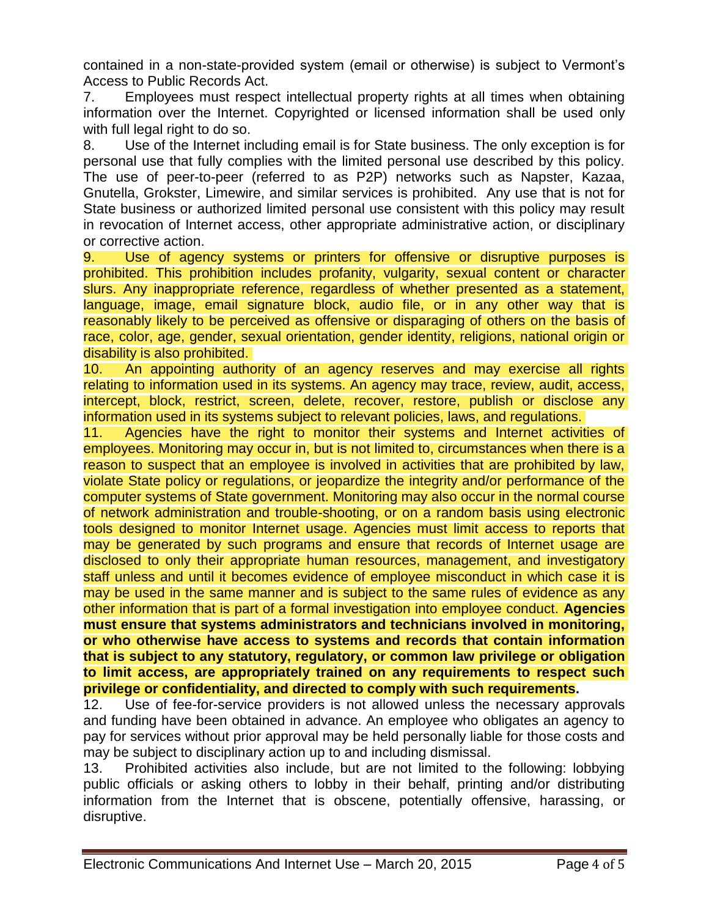contained in a non-state-provided system (email or otherwise) is subject to Vermont's Access to Public Records Act.

7. Employees must respect intellectual property rights at all times when obtaining information over the Internet. Copyrighted or licensed information shall be used only with full legal right to do so.

8. Use of the Internet including email is for State business. The only exception is for personal use that fully complies with the limited personal use described by this policy. The use of peer-to-peer (referred to as P2P) networks such as Napster, Kazaa, Gnutella, Grokster, Limewire, and similar services is prohibited. Any use that is not for State business or authorized limited personal use consistent with this policy may result in revocation of Internet access, other appropriate administrative action, or disciplinary or corrective action.

9. Use of agency systems or printers for offensive or disruptive purposes is prohibited. This prohibition includes profanity, vulgarity, sexual content or character slurs. Any inappropriate reference, regardless of whether presented as a statement, language, image, email signature block, audio file, or in any other way that is reasonably likely to be perceived as offensive or disparaging of others on the basis of race, color, age, gender, sexual orientation, gender identity, religions, national origin or disability is also prohibited.

10. An appointing authority of an agency reserves and may exercise all rights relating to information used in its systems. An agency may trace, review, audit, access, intercept, block, restrict, screen, delete, recover, restore, publish or disclose any information used in its systems subject to relevant policies, laws, and regulations.

11. Agencies have the right to monitor their systems and Internet activities of employees. Monitoring may occur in, but is not limited to, circumstances when there is a reason to suspect that an employee is involved in activities that are prohibited by law, violate State policy or regulations, or jeopardize the integrity and/or performance of the computer systems of State government. Monitoring may also occur in the normal course of network administration and trouble-shooting, or on a random basis using electronic tools designed to monitor Internet usage. Agencies must limit access to reports that may be generated by such programs and ensure that records of Internet usage are disclosed to only their appropriate human resources, management, and investigatory staff unless and until it becomes evidence of employee misconduct in which case it is may be used in the same manner and is subject to the same rules of evidence as any other information that is part of a formal investigation into employee conduct. **Agencies must ensure that systems administrators and technicians involved in monitoring, or who otherwise have access to systems and records that contain information that is subject to any statutory, regulatory, or common law privilege or obligation to limit access, are appropriately trained on any requirements to respect such privilege or confidentiality, and directed to comply with such requirements.**

12. Use of fee-for-service providers is not allowed unless the necessary approvals and funding have been obtained in advance. An employee who obligates an agency to pay for services without prior approval may be held personally liable for those costs and may be subject to disciplinary action up to and including dismissal.

13. Prohibited activities also include, but are not limited to the following: lobbying public officials or asking others to lobby in their behalf, printing and/or distributing information from the Internet that is obscene, potentially offensive, harassing, or disruptive.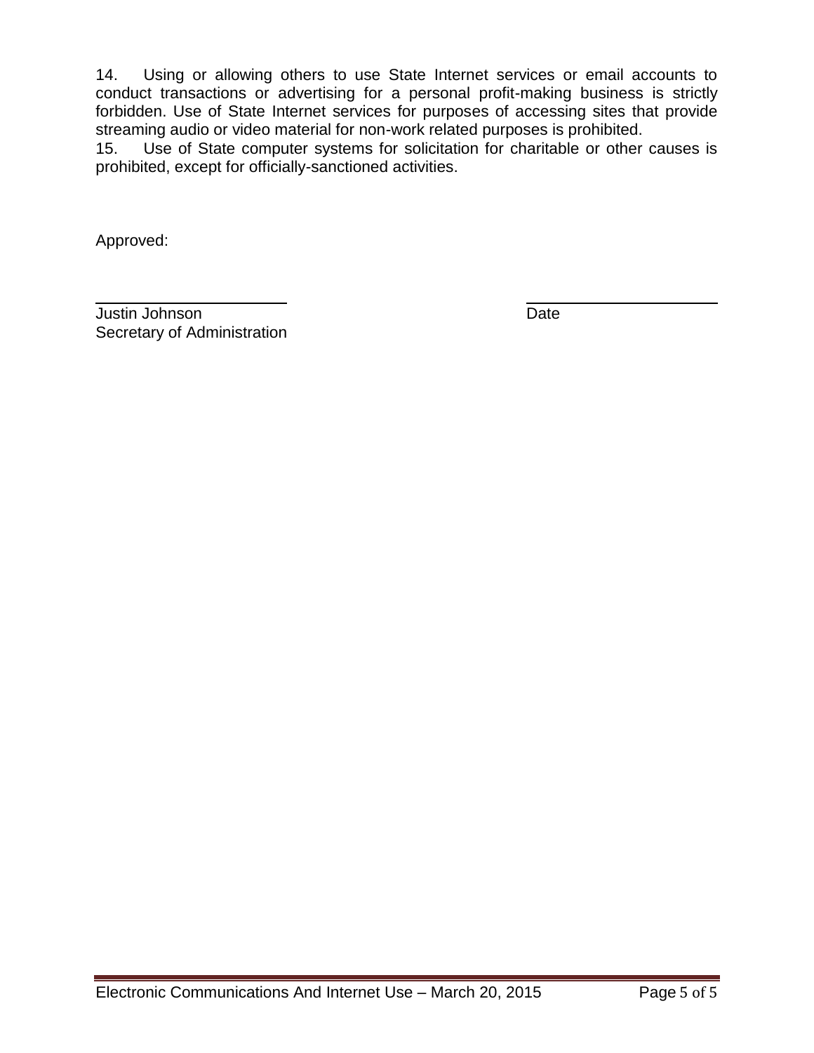14. Using or allowing others to use State Internet services or email accounts to conduct transactions or advertising for a personal profit-making business is strictly forbidden. Use of State Internet services for purposes of accessing sites that provide streaming audio or video material for non-work related purposes is prohibited.

15. Use of State computer systems for solicitation for charitable or other causes is prohibited, except for officially-sanctioned activities.

Approved:

\_\_\_\_\_\_\_\_\_\_\_\_\_\_\_\_\_\_\_\_\_\_\_\_ \_\_\_\_\_\_\_\_\_\_\_\_\_\_\_\_\_\_\_\_\_\_\_\_

Justin Johnson Date

Secretary of Administration